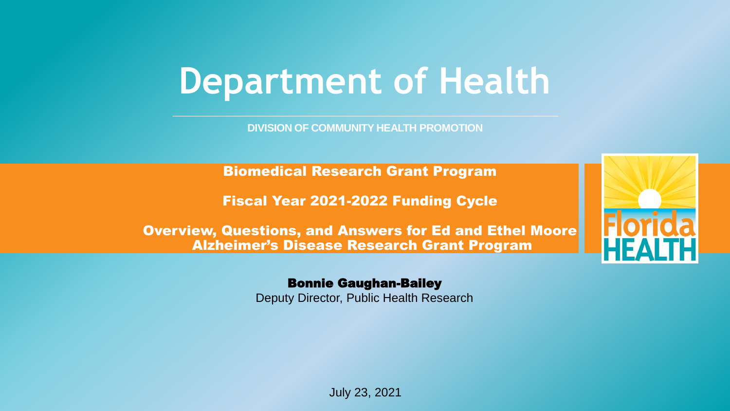# Department of Health

DIVISION OF COMMUNITY HEALTH PROMOTION

## Biomedical Research Grant Program

## Fiscal Year 2021-2022 Funding Cycle

## Overview, Questions, and Answers for Ed and Ethel Moore Alzheimer's Disease Research Grant Program

**Bonnie Gaughan-Bailey**
Deputy Director, Public Health Research

July 23, 2021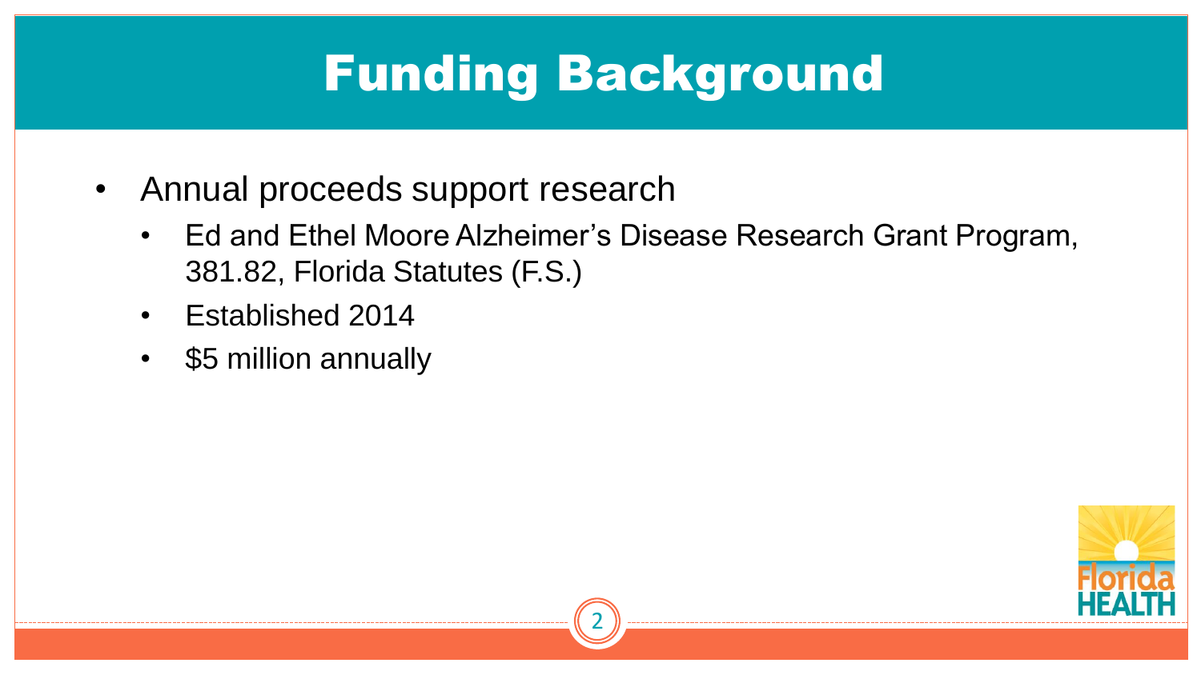# Funding Background

- Annual proceeds support research
  - Ed and Ethel Moore Alzheimer's Disease Research Grant Program, 381.82, Florida Statutes (F.S.)
  - Established 2014
  - $5 million annually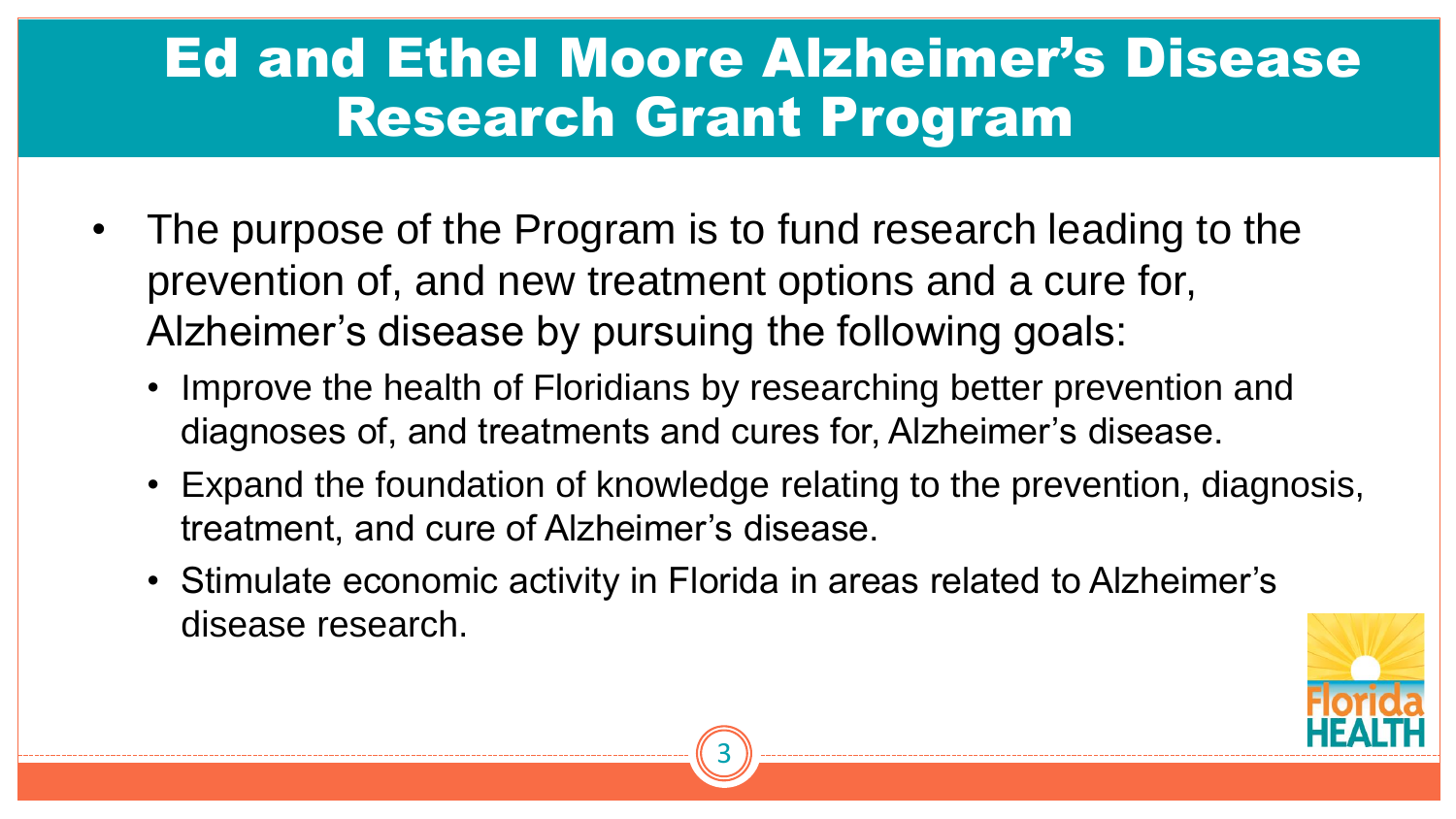# Ed and Ethel Moore Alzheimer's Disease Research Grant Program

- The purpose of the Program is to fund research leading to the prevention of, and new treatment options and a cure for, Alzheimer's disease by pursuing the following goals:
  - Improve the health of Floridians by researching better prevention and diagnoses of, and treatments and cures for, Alzheimer's disease.
  - Expand the foundation of knowledge relating to the prevention, diagnosis, treatment, and cure of Alzheimer's disease.
  - Stimulate economic activity in Florida in areas related to Alzheimer's disease research.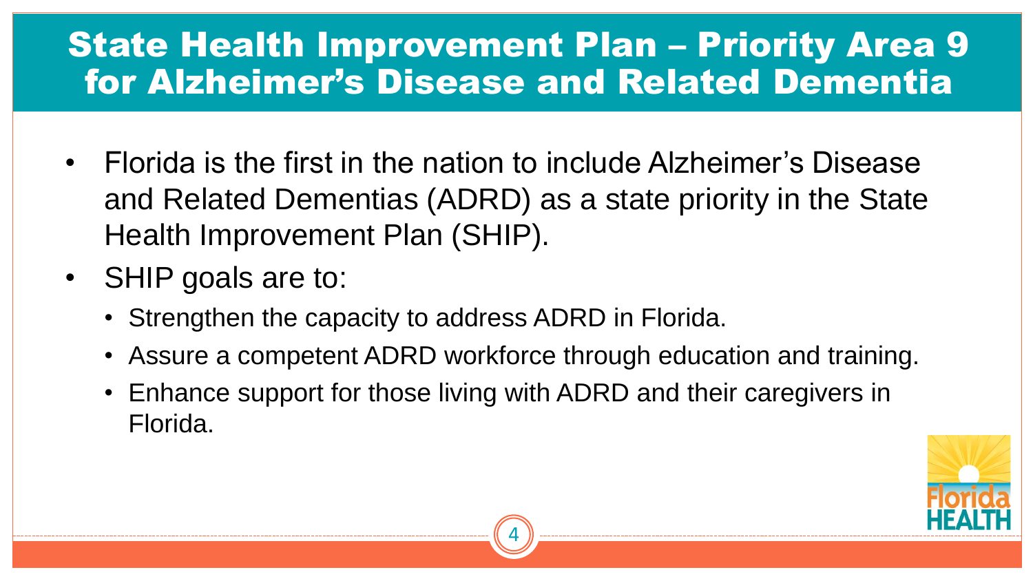# State Health Improvement Plan – Priority Area 9 for Alzheimer's Disease and Related Dementia

- Florida is the first in the nation to include Alzheimer's Disease and Related Dementias (ADRD) as a state priority in the State Health Improvement Plan (SHIP).
- SHIP goals are to:
  - Strengthen the capacity to address ADRD in Florida.
  - Assure a competent ADRD workforce through education and training.
  - Enhance support for those living with ADRD and their caregivers in Florida.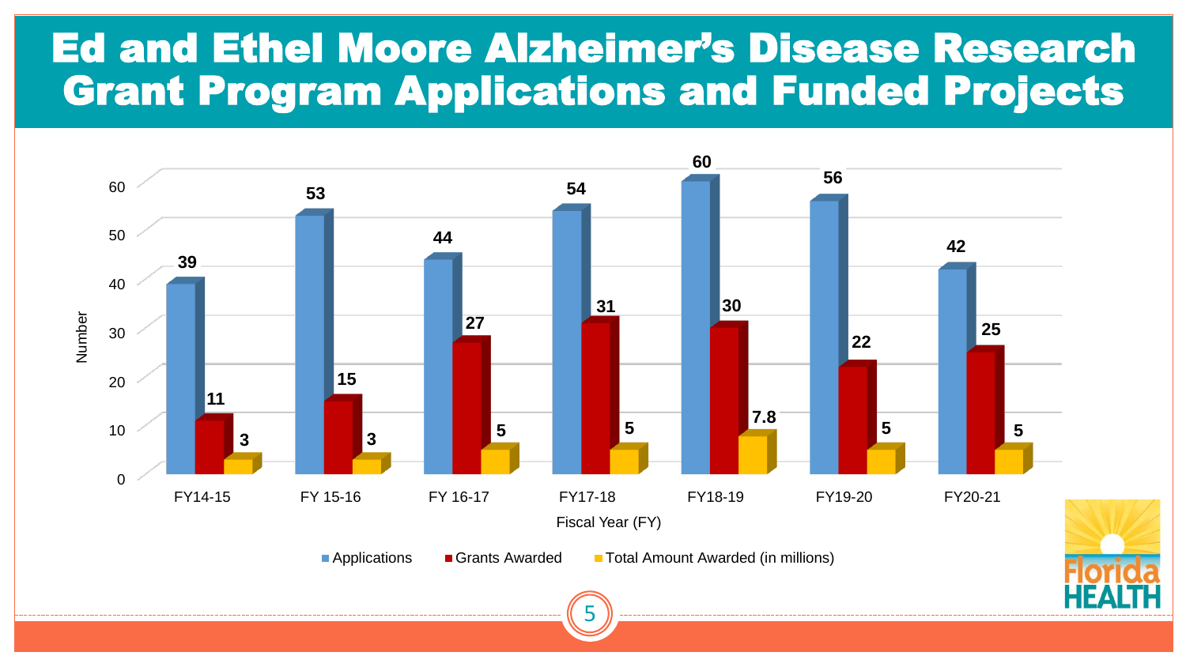# Ed and Ethel Moore Alzheimer's Disease Research Grant Program Applications and Funded Projects

| Fiscal Year (FY) | Applications | Grants Awarded | Total Amount Awarded (in millions) |
| --- | --- | --- | --- |
| FY14-15 | 39 | 11 | 3 |
| FY 15-16 | 53 | 15 | 3 |
| FY 16-17 | 44 | 27 | 5 |
| FY17-18 | 54 | 31 | 5 |
| FY18-19 | 60 | 30 | 7.8 |
| FY19-20 | 56 | 22 | 5 |
| FY20-21 | 42 | 25 | 5 |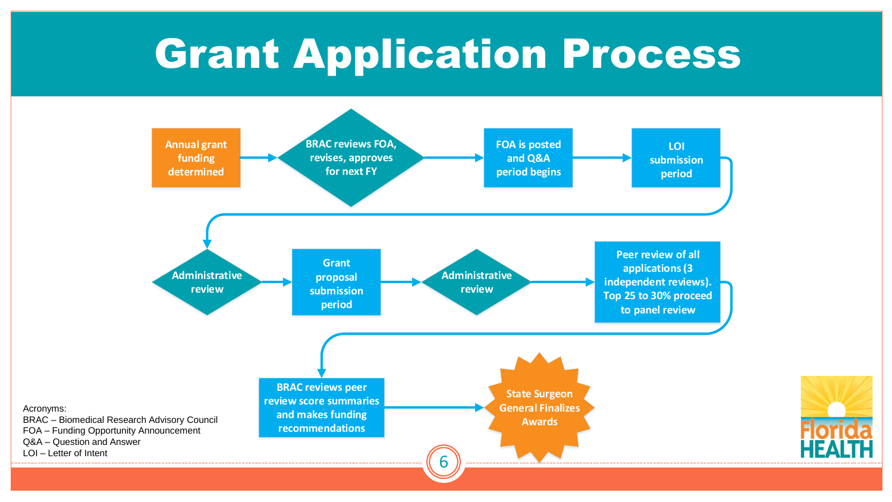# Grant Application Process

1. Annual grant funding determined
2. BRAC reviews FOA, revises, approves for next FY
3. FOA is posted and Q&A period begins
4. LOI submission period
5. Administrative review
6. Grant proposal submission period
7. Administrative review
8. Peer review of all applications (3 independent reviews). Top 25 to 30% proceed to panel review
9. BRAC reviews peer review score summaries and makes funding recommendations
10. State Surgeon General Finalizes Awards

Acronyms:
BRAC – Biomedical Research Advisory Council
FOA – Funding Opportunity Announcement
Q&A – Question and Answer
LOI – Letter of Intent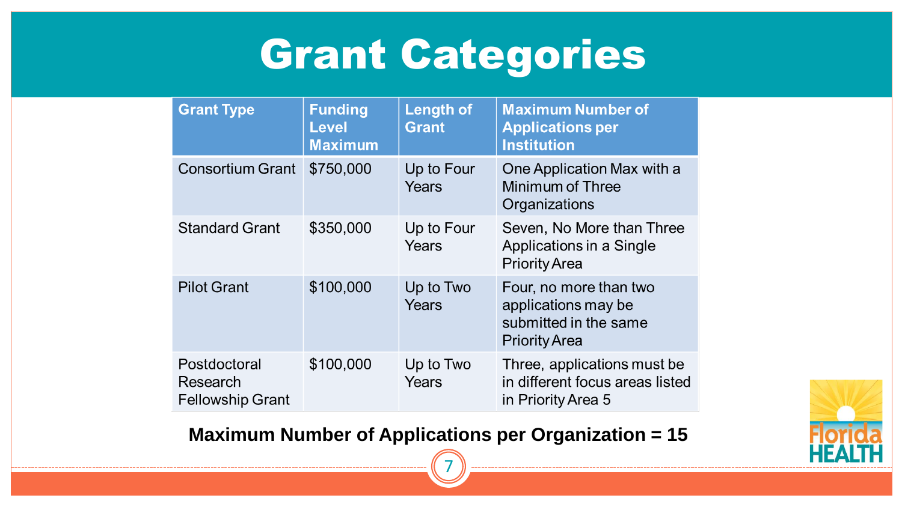# Grant Categories

| Grant Type | Funding Level Maximum | Length of Grant | Maximum Number of Applications per Institution |
|---|---|---|---|
| Consortium Grant | $750,000 | Up to Four Years | One Application Max with a Minimum of Three Organizations |
| Standard Grant | $350,000 | Up to Four Years | Seven, No More than Three Applications in a Single Priority Area |
| Pilot Grant | $100,000 | Up to Two Years | Four, no more than two applications may be submitted in the same Priority Area |
| Postdoctoral Research Fellowship Grant | $100,000 | Up to Two Years | Three, applications must be in different focus areas listed in Priority Area 5 |

**Maximum Number of Applications per Organization = 15**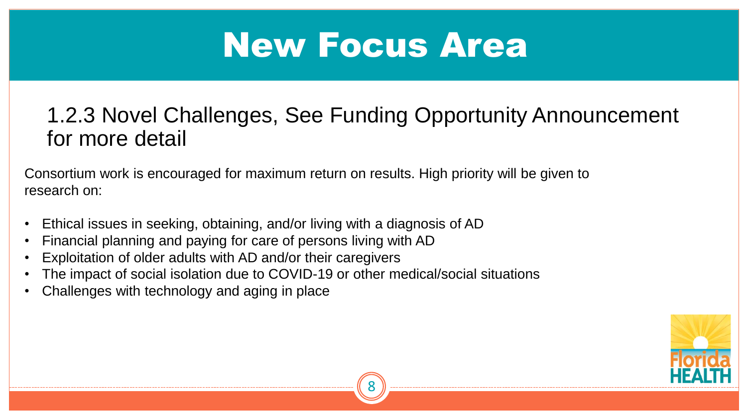# New Focus Area

## 1.2.3 Novel Challenges, See Funding Opportunity Announcement for more detail

Consortium work is encouraged for maximum return on results. High priority will be given to research on:

- Ethical issues in seeking, obtaining, and/or living with a diagnosis of AD
- Financial planning and paying for care of persons living with AD
- Exploitation of older adults with AD and/or their caregivers
- The impact of social isolation due to COVID-19 or other medical/social situations
- Challenges with technology and aging in place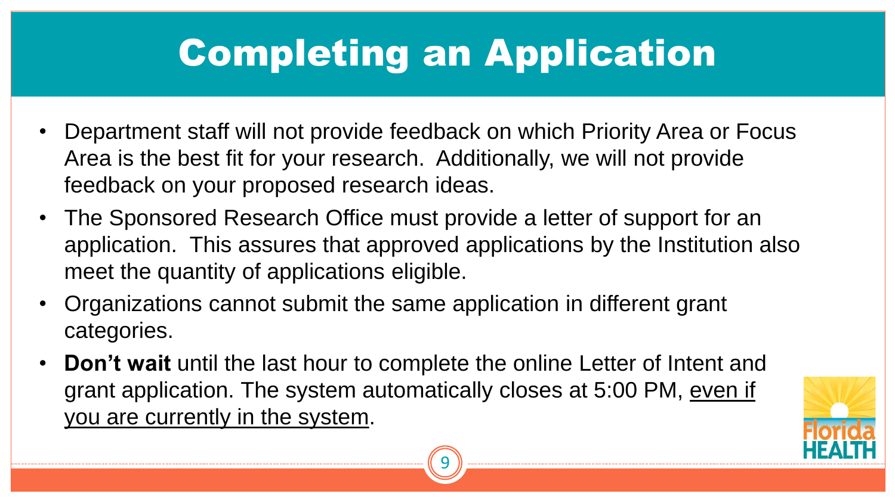# Completing an Application

- Department staff will not provide feedback on which Priority Area or Focus Area is the best fit for your research. Additionally, we will not provide feedback on your proposed research ideas.
- The Sponsored Research Office must provide a letter of support for an application. This assures that approved applications by the Institution also meet the quantity of applications eligible.
- Organizations cannot submit the same application in different grant categories.
- **Don't wait** until the last hour to complete the online Letter of Intent and grant application. The system automatically closes at 5:00 PM, <u>even if you are currently in the system</u>.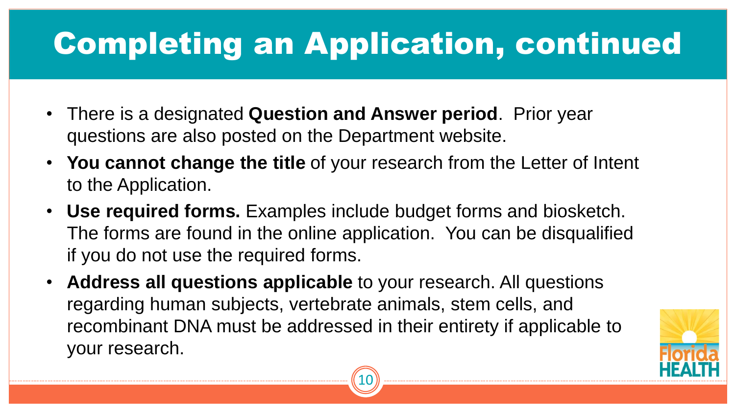# Completing an Application, continued

- There is a designated **Question and Answer period**. Prior year questions are also posted on the Department website.
- **You cannot change the title** of your research from the Letter of Intent to the Application.
- **Use required forms.** Examples include budget forms and biosketch. The forms are found in the online application. You can be disqualified if you do not use the required forms.
- **Address all questions applicable** to your research. All questions regarding human subjects, vertebrate animals, stem cells, and recombinant DNA must be addressed in their entirety if applicable to your research.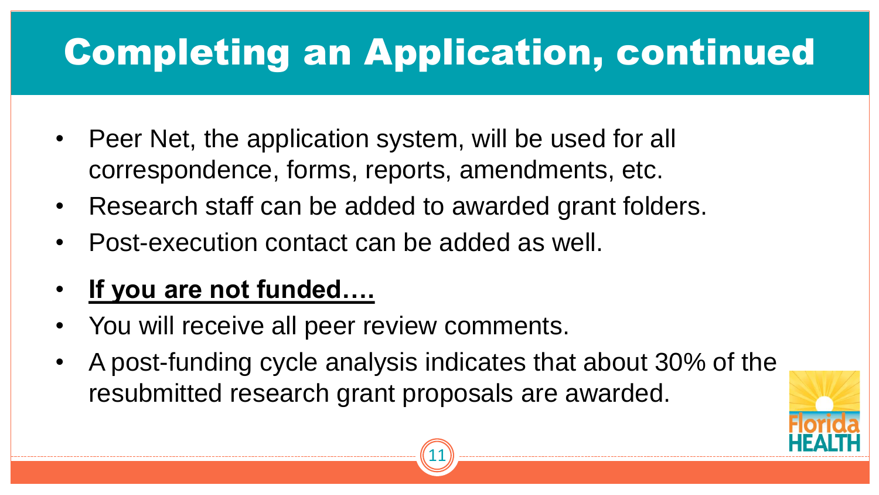# Completing an Application, continued

- Peer Net, the application system, will be used for all correspondence, forms, reports, amendments, etc.
- Research staff can be added to awarded grant folders.
- Post-execution contact can be added as well.
- **<u>If you are not funded….</u>**
- You will receive all peer review comments.
- A post-funding cycle analysis indicates that about 30% of the resubmitted research grant proposals are awarded.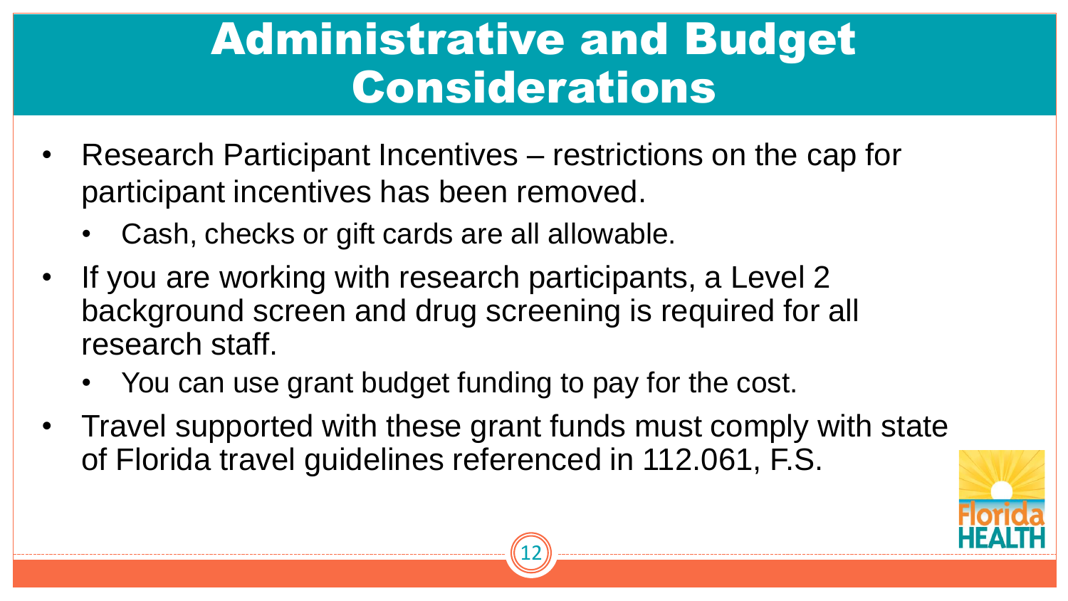# Administrative and Budget Considerations

- Research Participant Incentives – restrictions on the cap for participant incentives has been removed.
  - Cash, checks or gift cards are all allowable.
- If you are working with research participants, a Level 2 background screen and drug screening is required for all research staff.
  - You can use grant budget funding to pay for the cost.
- Travel supported with these grant funds must comply with state of Florida travel guidelines referenced in 112.061, F.S.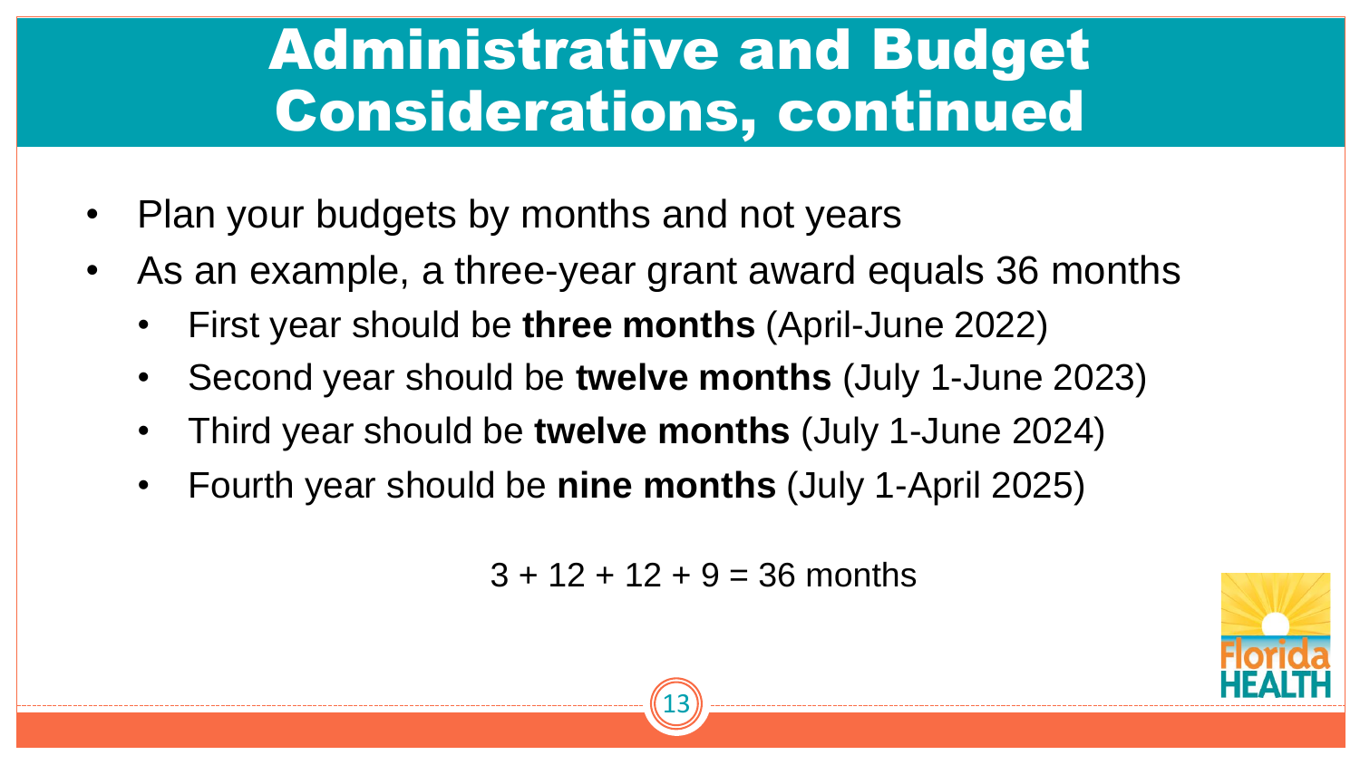# Administrative and Budget Considerations, continued

- Plan your budgets by months and not years
- As an example, a three-year grant award equals 36 months
  - First year should be **three months** (April-June 2022)
  - Second year should be **twelve months** (July 1-June 2023)
  - Third year should be **twelve months** (July 1-June 2024)
  - Fourth year should be **nine months** (July 1-April 2025)

3 + 12 + 12 + 9 = 36 months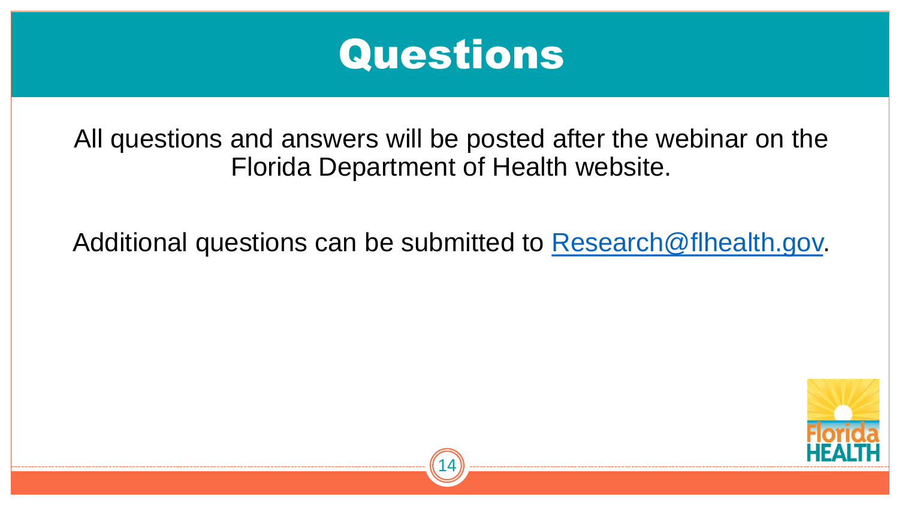# Questions

All questions and answers will be posted after the webinar on the Florida Department of Health website.

Additional questions can be submitted to [Research@flhealth.gov](mailto:Research@flhealth.gov).